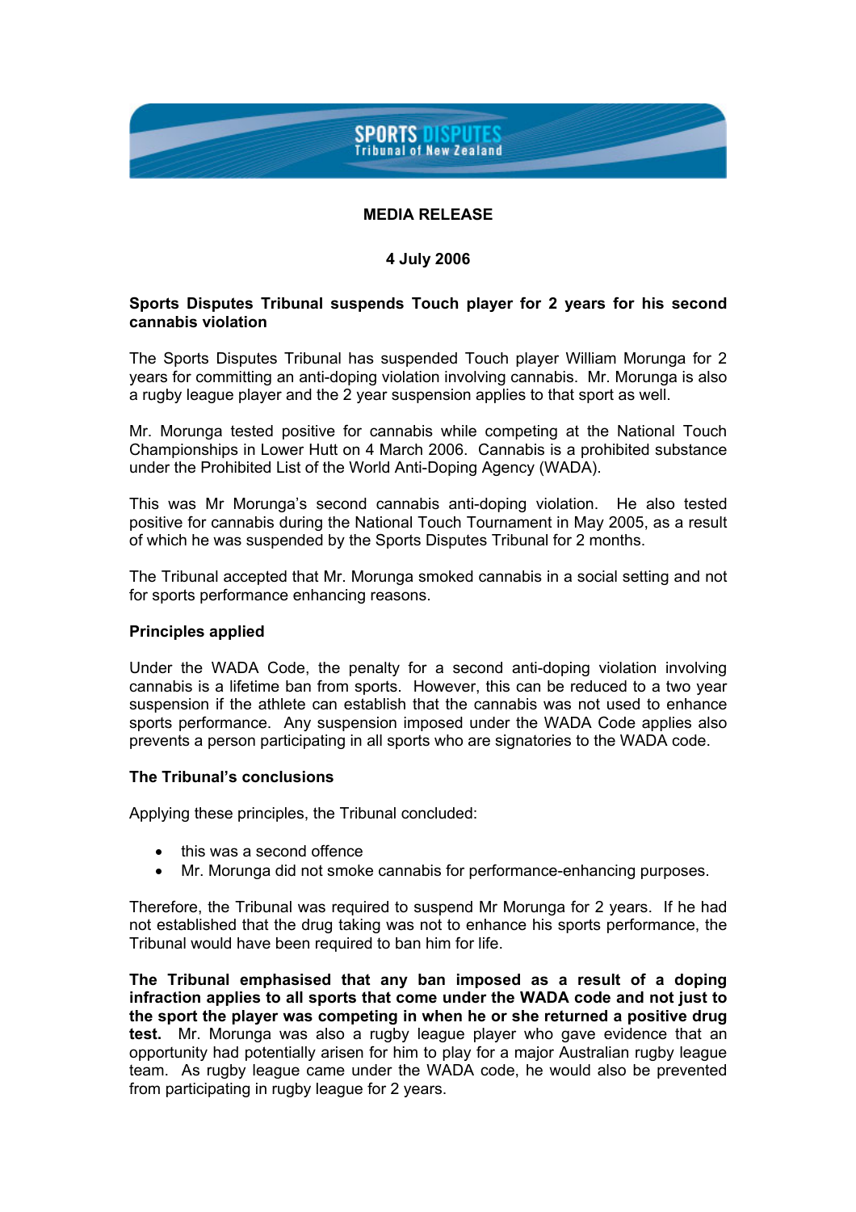SPORTS DISPUTES
Tribunal of New Zealand

**MEDIA RELEASE**

**4 July 2006**

**Sports Disputes Tribunal suspends Touch player for 2 years for his second cannabis violation**

The Sports Disputes Tribunal has suspended Touch player William Morunga for 2 years for committing an anti-doping violation involving cannabis. Mr. Morunga is also a rugby league player and the 2 year suspension applies to that sport as well.

Mr. Morunga tested positive for cannabis while competing at the National Touch Championships in Lower Hutt on 4 March 2006. Cannabis is a prohibited substance under the Prohibited List of the World Anti-Doping Agency (WADA).

This was Mr Morunga's second cannabis anti-doping violation. He also tested positive for cannabis during the National Touch Tournament in May 2005, as a result of which he was suspended by the Sports Disputes Tribunal for 2 months.

The Tribunal accepted that Mr. Morunga smoked cannabis in a social setting and not for sports performance enhancing reasons.

**Principles applied**

Under the WADA Code, the penalty for a second anti-doping violation involving cannabis is a lifetime ban from sports. However, this can be reduced to a two year suspension if the athlete can establish that the cannabis was not used to enhance sports performance. Any suspension imposed under the WADA Code applies also prevents a person participating in all sports who are signatories to the WADA code.

**The Tribunal's conclusions**

Applying these principles, the Tribunal concluded:

- this was a second offence
- Mr. Morunga did not smoke cannabis for performance-enhancing purposes.

Therefore, the Tribunal was required to suspend Mr Morunga for 2 years. If he had not established that the drug taking was not to enhance his sports performance, the Tribunal would have been required to ban him for life.

**The Tribunal emphasised that any ban imposed as a result of a doping infraction applies to all sports that come under the WADA code and not just to the sport the player was competing in when he or she returned a positive drug test.** Mr. Morunga was also a rugby league player who gave evidence that an opportunity had potentially arisen for him to play for a major Australian rugby league team. As rugby league came under the WADA code, he would also be prevented from participating in rugby league for 2 years.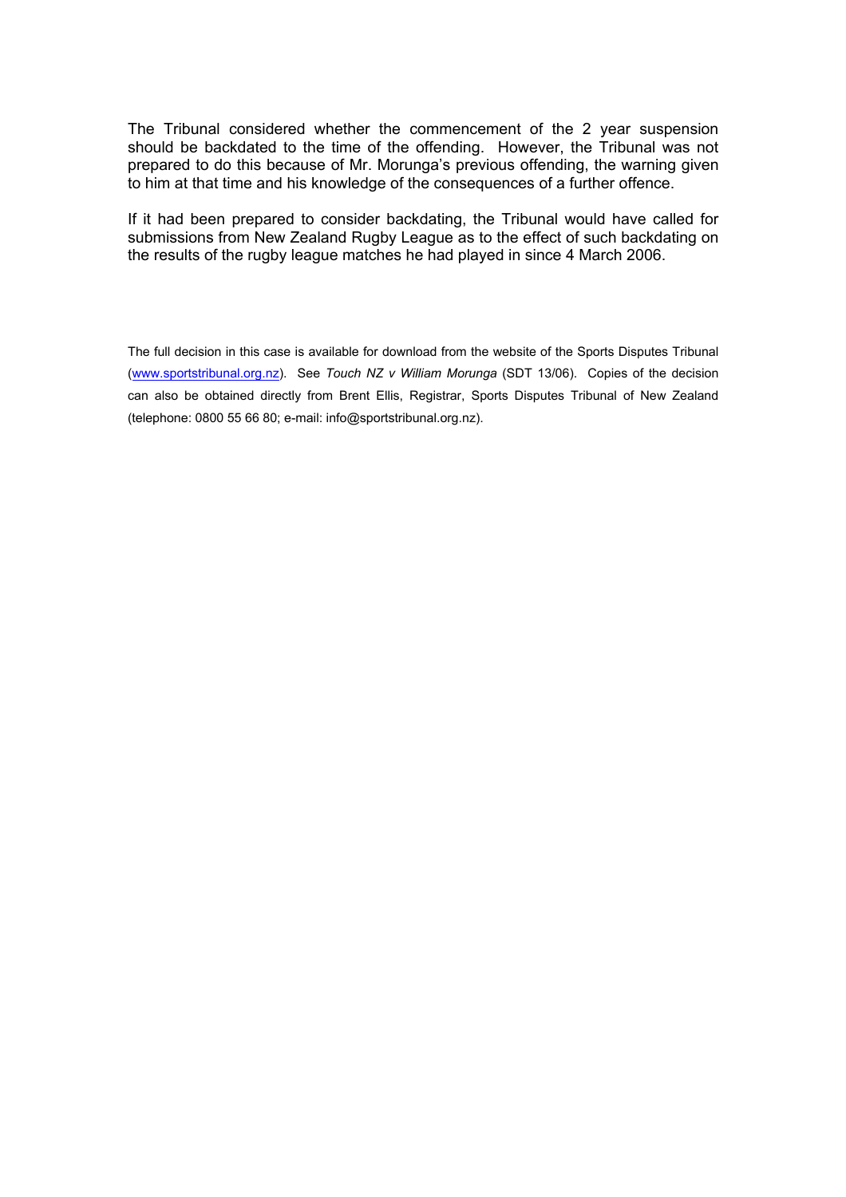The Tribunal considered whether the commencement of the 2 year suspension should be backdated to the time of the offending. However, the Tribunal was not prepared to do this because of Mr. Morunga's previous offending, the warning given to him at that time and his knowledge of the consequences of a further offence.

If it had been prepared to consider backdating, the Tribunal would have called for submissions from New Zealand Rugby League as to the effect of such backdating on the results of the rugby league matches he had played in since 4 March 2006.

The full decision in this case is available for download from the website of the Sports Disputes Tribunal (www.sportstribunal.org.nz). See *Touch NZ v William Morunga* (SDT 13/06). Copies of the decision can also be obtained directly from Brent Ellis, Registrar, Sports Disputes Tribunal of New Zealand (telephone: 0800 55 66 80; e-mail: info@sportstribunal.org.nz).